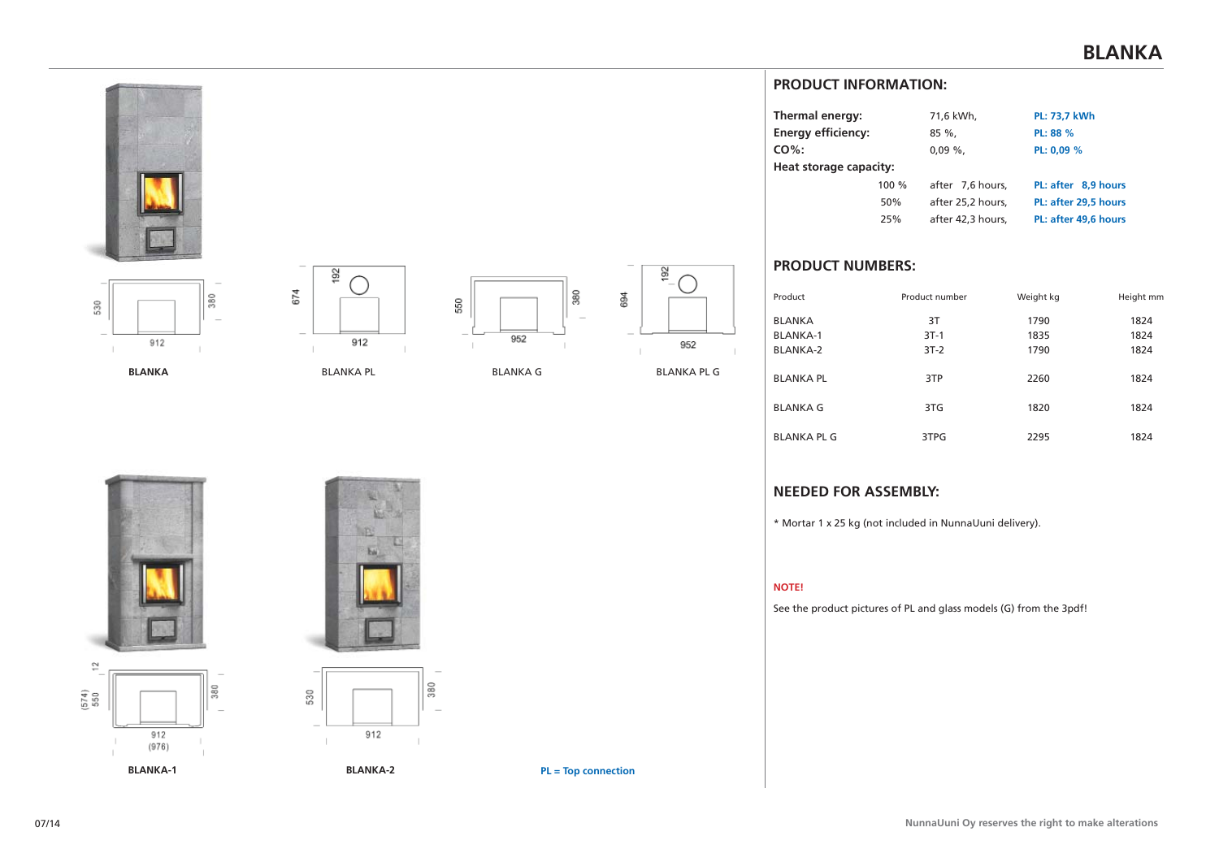# BLANKA

BLANKA

BLANKA PL

BLANKA G

BLANKA PL G

BLANKA-1

BLANKA-2

**PL = Top connection**

## PRODUCT INFORMATION:

| | | | |
|---|---|---|---|
| **Thermal energy:** | | 71,6 kWh, | PL: 73,7 kWh |
| **Energy efficiency:** | | 85 %, | PL: 88 % |
| **CO%:** | | 0,09 %, | PL: 0,09 % |
| **Heat storage capacity:** | | | |
| | 100 % | after 7,6 hours, | PL: after 8,9 hours |
| | 50% | after 25,2 hours, | PL: after 29,5 hours |
| | 25% | after 42,3 hours, | PL: after 49,6 hours |

## PRODUCT NUMBERS:

| Product | Product number | Weight kg | Height mm |
|---|---|---|---|
| BLANKA | 3T | 1790 | 1824 |
| BLANKA-1 | 3T-1 | 1835 | 1824 |
| BLANKA-2 | 3T-2 | 1790 | 1824 |
| BLANKA PL | 3TP | 2260 | 1824 |
| BLANKA G | 3TG | 1820 | 1824 |
| BLANKA PL G | 3TPG | 2295 | 1824 |

## NEEDED FOR ASSEMBLY:

* Mortar 1 x 25 kg (not included in NunnaUuni delivery).

**NOTE!**

See the product pictures of PL and glass models (G) from the 3pdf!

07/14

NunnaUuni Oy reserves the right to make alterations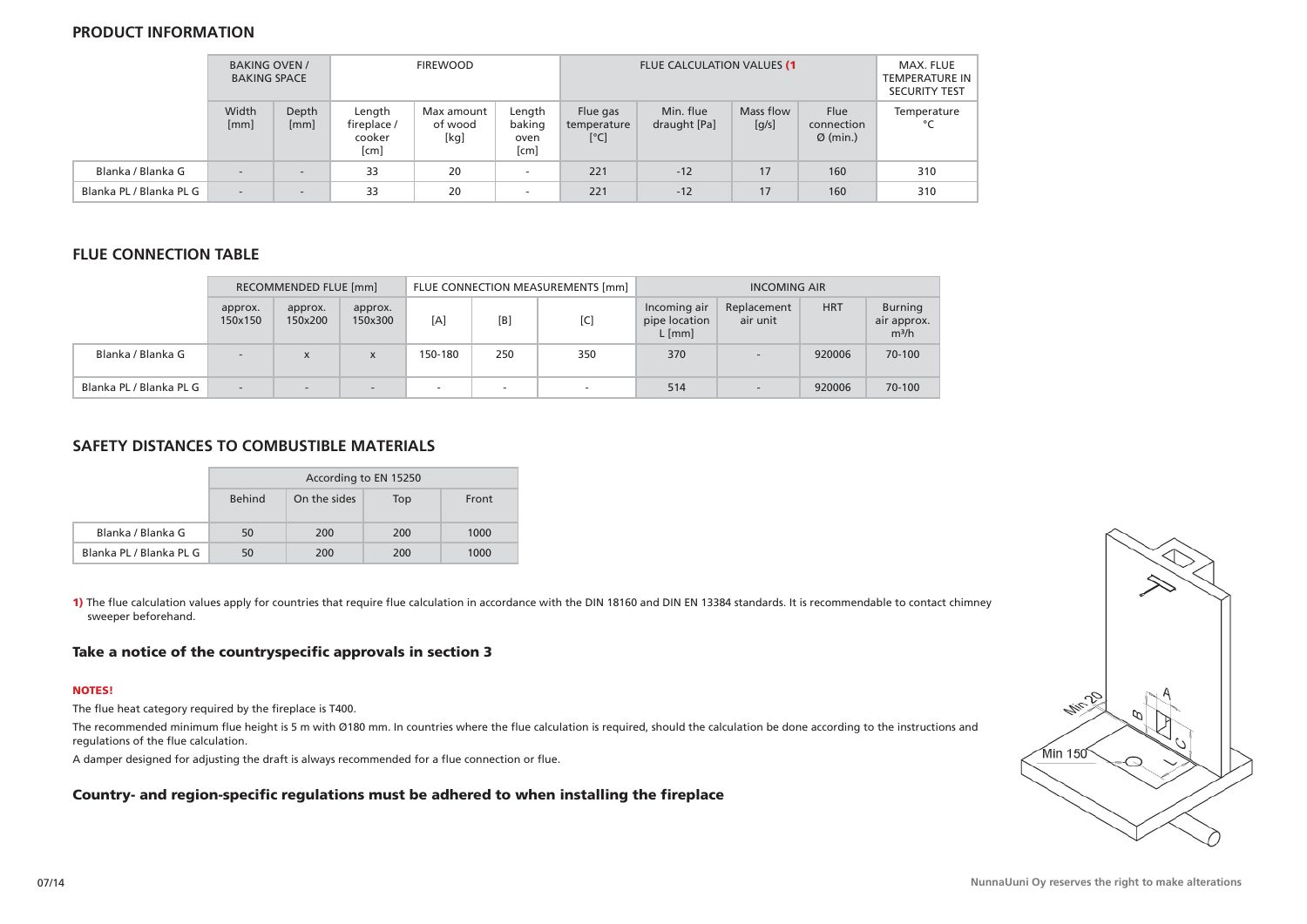## PRODUCT INFORMATION

| | BAKING OVEN / BAKING SPACE | | FIREWOOD | | | FLUE CALCULATION VALUES (1 | | | | MAX. FLUE TEMPERATURE IN SECURITY TEST |
|---|---|---|---|---|---|---|---|---|---|---|
| | Width [mm] | Depth [mm] | Length fireplace / cooker [cm] | Max amount of wood [kg] | Length baking oven [cm] | Flue gas temperature [°C] | Min. flue draught [Pa] | Mass flow [g/s] | Flue connection Ø (min.) | Temperature °C |
| Blanka / Blanka G | - | - | 33 | 20 | - | 221 | -12 | 17 | 160 | 310 |
| Blanka PL / Blanka PL G | - | - | 33 | 20 | - | 221 | -12 | 17 | 160 | 310 |

## FLUE CONNECTION TABLE

| | RECOMMENDED FLUE [mm] | | | FLUE CONNECTION MEASUREMENTS [mm] | | | INCOMING AIR | | | |
|---|---|---|---|---|---|---|---|---|---|---|
| | approx. 150x150 | approx. 150x200 | approx. 150x300 | [A] | [B] | [C] | Incoming air pipe location L [mm] | Replacement air unit | HRT | Burning air approx. m³/h |
| Blanka / Blanka G | - | x | x | 150-180 | 250 | 350 | 370 | - | 920006 | 70-100 |
| Blanka PL / Blanka PL G | - | - | - | - | - | - | 514 | - | 920006 | 70-100 |

## SAFETY DISTANCES TO COMBUSTIBLE MATERIALS

| | According to EN 15250 | | | |
|---|---|---|---|---|
| | Behind | On the sides | Top | Front |
| Blanka / Blanka G | 50 | 200 | 200 | 1000 |
| Blanka PL / Blanka PL G | 50 | 200 | 200 | 1000 |

1) The flue calculation values apply for countries that require flue calculation in accordance with the DIN 18160 and DIN EN 13384 standards. It is recommendable to contact chimney sweeper beforehand.

### Take a notice of the countryspecific approvals in section 3

**NOTES!**

The flue heat category required by the fireplace is T400.

The recommended minimum flue height is 5 m with Ø180 mm. In countries where the flue calculation is required, should the calculation be done according to the instructions and regulations of the flue calculation.

A damper designed for adjusting the draft is always recommended for a flue connection or flue.

### Country- and region-specific regulations must be adhered to when installing the fireplace

Min 20

A

B

C

L

Min 150

NunnaUuni Oy reserves the right to make alterations